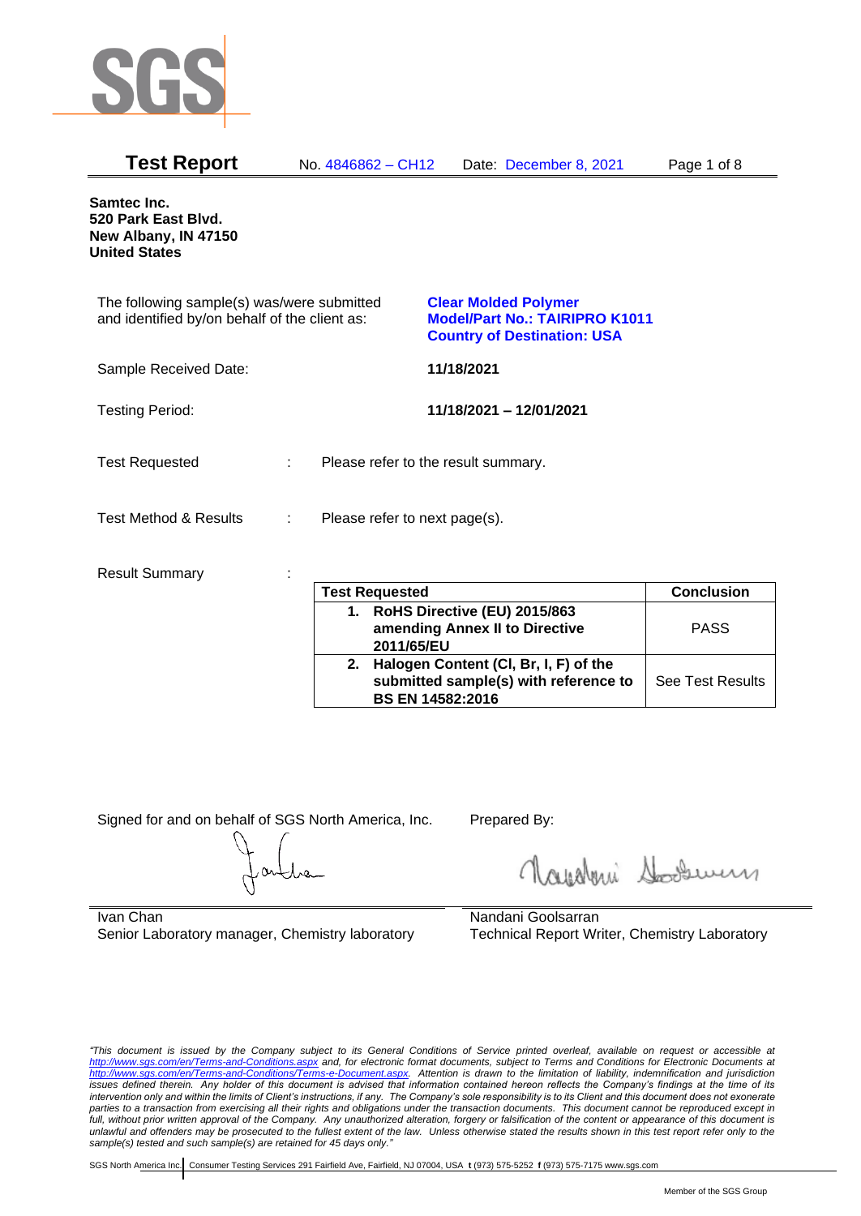SGS

**Test Report** No. 4846862 – CH12 Date: December 8, 2021

**Samtec Inc.**
**520 Park East Blvd.**
**New Albany, IN 47150**
**United States**

The following sample(s) was/were submitted and identified by/on behalf of the client as:

**Clear Molded Polymer**
**Model/Part No.: TAIRIPRO K1011**
**Country of Destination: USA**

Sample Received Date: **11/18/2021**

Testing Period: **11/18/2021 – 12/01/2021**

Test Requested : Please refer to the result summary.

Test Method & Results : Please refer to next page(s).

Result Summary :

| Test Requested | Conclusion |
|---|---|
| **1. RoHS Directive (EU) 2015/863 amending Annex II to Directive 2011/65/EU** | PASS |
| **2. Halogen Content (Cl, Br, I, F) of the submitted sample(s) with reference to BS EN 14582:2016** | See Test Results |

Signed for and on behalf of SGS North America, Inc.

Ivan Chan
Senior Laboratory manager, Chemistry laboratory

Prepared By:

Nandani Goolsarran
Technical Report Writer, Chemistry Laboratory

*"This document is issued by the Company subject to its General Conditions of Service printed overleaf, available on request or accessible at http://www.sgs.com/en/Terms-and-Conditions.aspx and, for electronic format documents, subject to Terms and Conditions for Electronic Documents at http://www.sgs.com/en/Terms-and-Conditions/Terms-e-Document.aspx. Attention is drawn to the limitation of liability, indemnification and jurisdiction issues defined therein. Any holder of this document is advised that information contained hereon reflects the Company's findings at the time of its intervention only and within the limits of Client's instructions, if any. The Company's sole responsibility is to its Client and this document does not exonerate parties to a transaction from exercising all their rights and obligations under the transaction documents. This document cannot be reproduced except in full, without prior approval of the Company. Any unauthorized alteration, forgery or falsification of the content or appearance of this document is unlawful and offenders may be prosecuted to the fullest extent of the law. Unless otherwise stated the results shown in this test report refer only to the sample(s) tested and such sample(s) are retained for 45 days only."*

SGS North America Inc. | Consumer Testing Services 291 Fairfield Ave, Fairfield, NJ 07004, USA **t** (973) 575-5252 **f** (973) 575-7175 www.sgs.com

Member of the SGS Group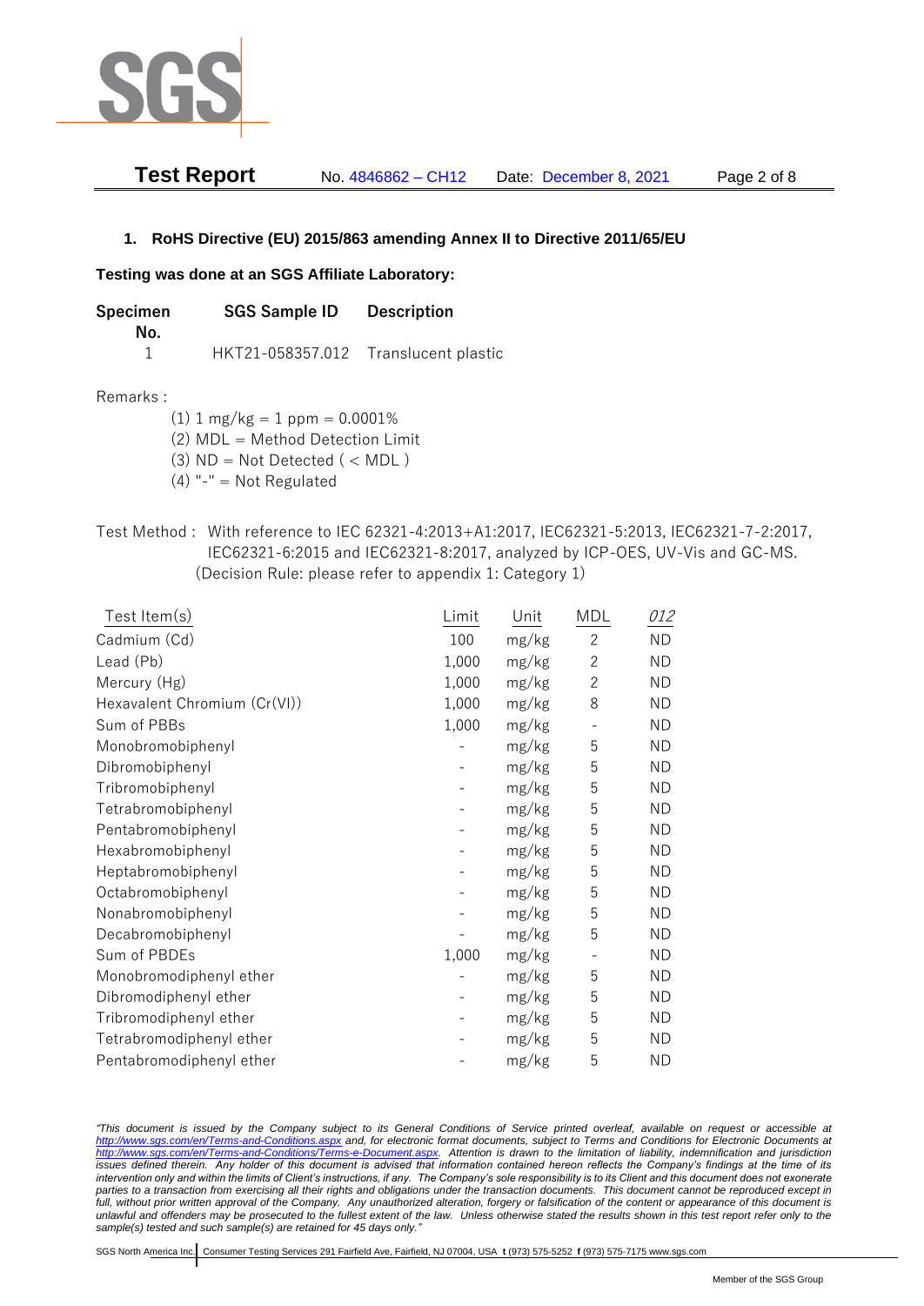**Test Report** No. 4846862 – CH12 Date: December 8, 2021

## 1. RoHS Directive (EU) 2015/863 amending Annex II to Directive 2011/65/EU

**Testing was done at an SGS Affiliate Laboratory:**

| Specimen No. | SGS Sample ID | Description |
|---|---|---|
| 1 | HKT21-058357.012 | Translucent plastic |

Remarks :

(1) 1 mg/kg = 1 ppm = 0.0001%
(2) MDL = Method Detection Limit
(3) ND = Not Detected ( < MDL )
(4) "-" = Not Regulated

Test Method : With reference to IEC 62321-4:2013+A1:2017, IEC62321-5:2013, IEC62321-7-2:2017, IEC62321-6:2015 and IEC62321-8:2017, analyzed by ICP-OES, UV-Vis and GC-MS. (Decision Rule: please refer to appendix 1: Category 1)

| Test Item(s) | Limit | Unit | MDL | *012* |
|---|---|---|---|---|
| Cadmium (Cd) | 100 | mg/kg | 2 | ND |
| Lead (Pb) | 1,000 | mg/kg | 2 | ND |
| Mercury (Hg) | 1,000 | mg/kg | 2 | ND |
| Hexavalent Chromium (Cr(VI)) | 1,000 | mg/kg | 8 | ND |
| Sum of PBBs | 1,000 | mg/kg | - | ND |
| Monobromobiphenyl | - | mg/kg | 5 | ND |
| Dibromobiphenyl | - | mg/kg | 5 | ND |
| Tribromobiphenyl | - | mg/kg | 5 | ND |
| Tetrabromobiphenyl | - | mg/kg | 5 | ND |
| Pentabromobiphenyl | - | mg/kg | 5 | ND |
| Hexabromobiphenyl | - | mg/kg | 5 | ND |
| Heptabromobiphenyl | - | mg/kg | 5 | ND |
| Octabromobiphenyl | - | mg/kg | 5 | ND |
| Nonabromobiphenyl | - | mg/kg | 5 | ND |
| Decabromobiphenyl | - | mg/kg | 5 | ND |
| Sum of PBDEs | 1,000 | mg/kg | - | ND |
| Monobromodiphenyl ether | - | mg/kg | 5 | ND |
| Dibromodiphenyl ether | - | mg/kg | 5 | ND |
| Tribromodiphenyl ether | - | mg/kg | 5 | ND |
| Tetrabromodiphenyl ether | - | mg/kg | 5 | ND |
| Pentabromodiphenyl ether | - | mg/kg | 5 | ND |

*"This document is issued by the Company subject to its General Conditions of Service printed overleaf, available on request or accessible at http://www.sgs.com/en/Terms-and-Conditions.aspx and, for electronic format documents, subject to Terms and Conditions for Electronic Documents at http://www.sgs.com/en/Terms-and-Conditions/Terms-e-Document.aspx. Attention is drawn to the limitation of liability, indemnification and jurisdiction issues defined therein. Any holder of this document is advised that information contained hereon reflects the Company's findings at the time of its intervention only and within the limits of Client's instructions, if any. The Company's sole responsibility is to its Client and this document does not exonerate parties to a transaction from exercising all their rights and obligations under the transaction documents. This document cannot be reproduced except in full, without prior written approval of the Company. Any unauthorized alteration, forgery or falsification of the content or appearance of this document is unlawful and offenders may be prosecuted to the fullest extent of the law. Unless otherwise stated the results shown in this test report refer only to the sample(s) tested and such sample(s) are retained for 45 days only."*

SGS North America Inc. | Consumer Testing Services 291 Fairfield Ave, Fairfield, NJ 07004, USA t (973) 575-5252 f (973) 575-7175 www.sgs.com

Member of the SGS Group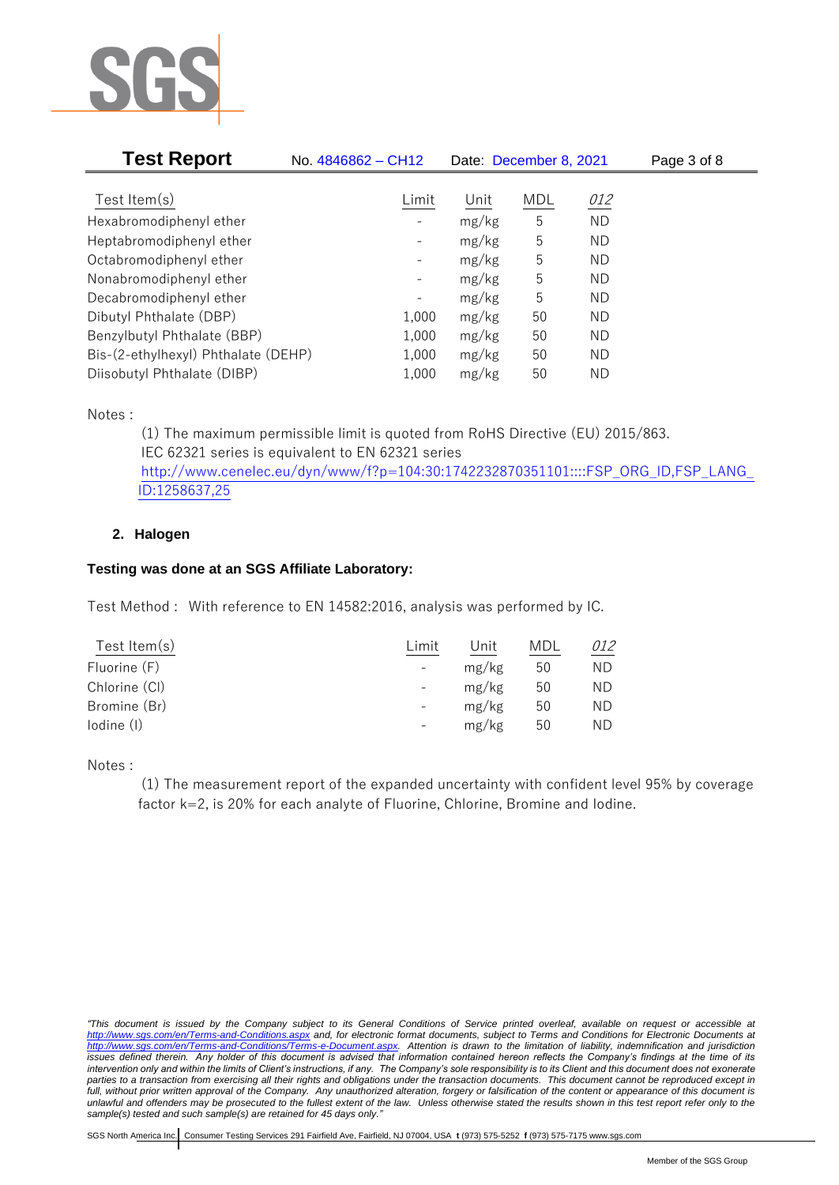| Test Item(s) | Limit | Unit | MDL | *012* |
|---|---|---|---|---|
| Hexabromodiphenyl ether | - | mg/kg | 5 | ND |
| Heptabromodiphenyl ether | - | mg/kg | 5 | ND |
| Octabromodiphenyl ether | - | mg/kg | 5 | ND |
| Nonabromodiphenyl ether | - | mg/kg | 5 | ND |
| Decabromodiphenyl ether | - | mg/kg | 5 | ND |
| Dibutyl Phthalate (DBP) | 1,000 | mg/kg | 50 | ND |
| Benzylbutyl Phthalate (BBP) | 1,000 | mg/kg | 50 | ND |
| Bis-(2-ethylhexyl) Phthalate (DEHP) | 1,000 | mg/kg | 50 | ND |
| Diisobutyl Phthalate (DIBP) | 1,000 | mg/kg | 50 | ND |

Notes :

(1) The maximum permissible limit is quoted from RoHS Directive (EU) 2015/863.
IEC 62321 series is equivalent to EN 62321 series
http://www.cenelec.eu/dyn/www/f?p=104:30:1742232870351101::::FSP_ORG_ID,FSP_LANG_ID:1258637,25

## 2. Halogen

**Testing was done at an SGS Affiliate Laboratory:**

Test Method : With reference to EN 14582:2016, analysis was performed by IC.

| Test Item(s) | Limit | Unit | MDL | *012* |
|---|---|---|---|---|
| Fluorine (F) | - | mg/kg | 50 | ND |
| Chlorine (Cl) | - | mg/kg | 50 | ND |
| Bromine (Br) | - | mg/kg | 50 | ND |
| Iodine (I) | - | mg/kg | 50 | ND |

Notes :

(1) The measurement report of the expanded uncertainty with confident level 95% by coverage factor k=2, is 20% for each analyte of Fluorine, Chlorine, Bromine and Iodine.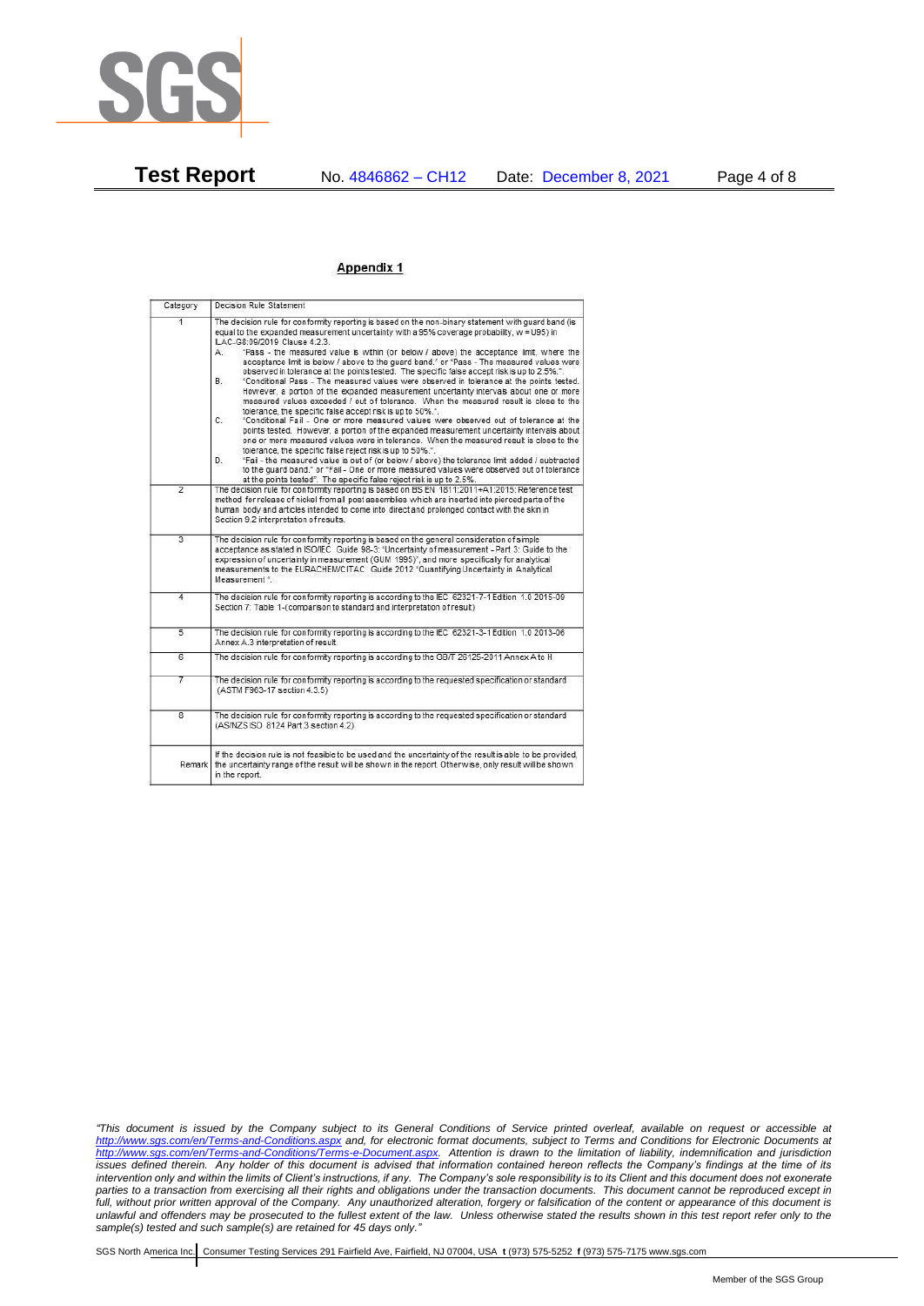**Test Report** No. 4846862 – CH12 Date: December 8, 2021

## Appendix 1

| Category | Decision Rule Statement |
|---|---|
| 1 | The decision rule for conformity reporting is based on the non-binary statement with guard band (is equal to the expanded measurement uncertainty with a 95% coverage probability, w = U95) in ILAC-G8:09/2019 Clause 4.2.3.<br>A. "Pass - the measured value is within (or below / above) the acceptance limit, where the acceptance limit is below / above to the guard band." or "Pass - The measured values were observed in tolerance at the points tested. The specific false accept risk is up to 2.5%.".<br>B. "Conditional Pass - The measured values were observed in tolerance at the points tested. However, a portion of the expanded measurement uncertainty intervals about one or more measured values exceeded / out of tolerance. When the measured result is close to the tolerance, the specific false accept risk is up to 50%.".<br>C. "Conditional Fail - One or more measured values were observed out of tolerance at the points tested. However, a portion of the expanded measurement uncertainty intervals about one or more measured values were in tolerance. When the measured result is close to the tolerance, the specific false reject risk is up to 50%.".<br>D. "Fail - the measured value is out of (or below / above) the tolerance limit added / subtracted to the guard band." or "Fail - One or more measured values were observed out of tolerance at the points tested". The specific false reject risk is up to 2.5%. |
| 2 | The decision rule for conformity reporting is based on BS EN 1811:2011+A1:2015: Reference test method for release of nickel from all post assemblies which are inserted into pierced parts of the human body and articles intended to come into direct and prolonged contact with the skin in Section 9.2 interpretation of results. |
| 3 | The decision rule for conformity reporting is based on the general consideration of simple acceptance as stated in ISO/IEC Guide 98-3: "Uncertainty of measurement - Part 3: Guide to the expression of uncertainty in measurement (GUM 1995)", and more specifically for analytical measurements to the EURACHEM/CITAC Guide 2012 "Quantifying Uncertainty in Analytical Measurement ". |
| 4 | The decision rule for conformity reporting is according to the IEC 62321-7-1 Edition 1.0 2015-09 Section 7: Table 1-(comparison to standard and interpretation of result) |
| 5 | The decision rule for conformity reporting is according to the IEC 62321-3-1 Edition 1.0 2013-06 Annex A.3 interpretation of result. |
| 6 | The decision rule for conformity reporting is according to the GB/T 26125-2011 Annex A to H |
| 7 | The decision rule for conformity reporting is according to the requested specification or standard (ASTM F963-17 section 4.3.5) |
| 8 | The decision rule for conformity reporting is according to the requested specification or standard (AS/NZS ISO 8124 Part 3 section 4.2) |
| Remark | If the decision rule is not feasible to be used and the uncertainty of the result is able to be provided, the uncertainty range of the result will be shown in the report. Otherwise, only result will be shown in the report. |

*"This document is issued by the Company subject to its General Conditions of Service printed overleaf, available on request or accessible at http://www.sgs.com/en/Terms-and-Conditions.aspx and, for electronic format documents, subject to Terms and Conditions for Electronic Documents at http://www.sgs.com/en/Terms-and-Conditions/Terms-e-Document.aspx. Attention is drawn to the limitation of liability, indemnification and jurisdiction issues defined therein. Any holder of this document is advised that information contained hereon reflects the Company's findings at the time of its intervention only and within the limits of Client's instructions, if any. The Company's sole responsibility is to its Client and this document does not exonerate parties to a transaction from exercising all their rights and obligations under the transaction documents. This document cannot be reproduced except in full, without prior written approval of the Company. Any unauthorized alteration, forgery or falsification of the content or appearance of this document is unlawful and offenders may be prosecuted to the fullest extent of the law. Unless otherwise stated the results shown in this test report refer only to the sample(s) tested and such sample(s) are retained for 45 days only."*

SGS North America Inc. Consumer Testing Services 291 Fairfield Ave, Fairfield, NJ 07004, USA t (973) 575-5252 f (973) 575-7175 www.sgs.com

Member of the SGS Group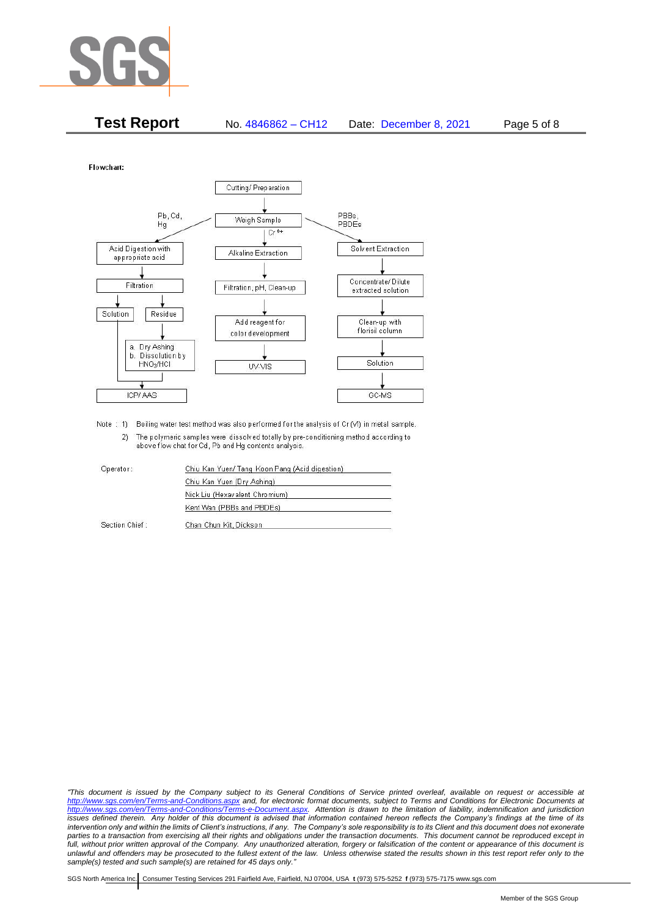Flowchart:

- Cutting/ Preparation
  - Weigh Sample
    - Pb, Cd, Hg:
      - Acid Digestion with appropriate acid
      - Filtration
        - Solution → ICP/ AAS
        - Residue → a. Dry Ashing; b. Dissolution by $HNO_3$/HCl → ICP/ AAS
    - $Cr^{6+}$:
      - Alkaline Extraction
      - Filtration, pH, Clean-up
      - Add reagent for color development
      - UV-VIS
    - PBBs, PBDEs:
      - Solvent Extraction
      - Concentrate/ Dilute extracted solution
      - Clean-up with florisil column
      - Solution
      - GC-MS

Note : 1) Boiling water test method was also performed for the analysis of Cr (VI) in metal sample.

2) The polymeric samples were dissolved totally by pre-conditioning method according to above flow chat for Cd, Pb and Hg contents analysis.

| | |
|---|---|
| Operator: | Chiu Kan Yuen/ Tang Koon Pang (Acid digestion) |
| | Chiu Kan Yuen (Dry Ashing) |
| | Nick Liu (Hexavalent Chromium) |
| | Kent Wan (PBBs and PBDEs) |
| Section Chief : | Chan Chun Kit, Dickson |

*"This document is issued by the Company subject to its General Conditions of Service printed overleaf, available on request or accessible at http://www.sgs.com/en/Terms-and-Conditions.aspx and, for electronic format documents, subject to Terms and Conditions for Electronic Documents at http://www.sgs.com/en/Terms-and-Conditions/Terms-e-Document.aspx. Attention is drawn to the limitation of liability, indemnification and jurisdiction issues defined therein. Any holder of this document is advised that information contained hereon reflects the Company's findings at the time of its intervention only and within the limits of Client's instructions, if any. The Company's sole responsibility is to its Client and this document does not exonerate parties to a transaction from exercising all their rights and obligations under the transaction documents. This document cannot be reproduced except in full, without prior written approval of the Company. Any unauthorized alteration, forgery or falsification of the content or appearance of this document is unlawful and offenders may be prosecuted to the fullest extent of the law. Unless otherwise stated the results shown in this test report refer only to the sample(s) tested and such sample(s) are retained for 45 days only."*

SGS North America Inc. | Consumer Testing Services 291 Fairfield Ave, Fairfield, NJ 07004, USA **t** (973) 575-5252 **f** (973) 575-7175 www.sgs.com

Member of the SGS Group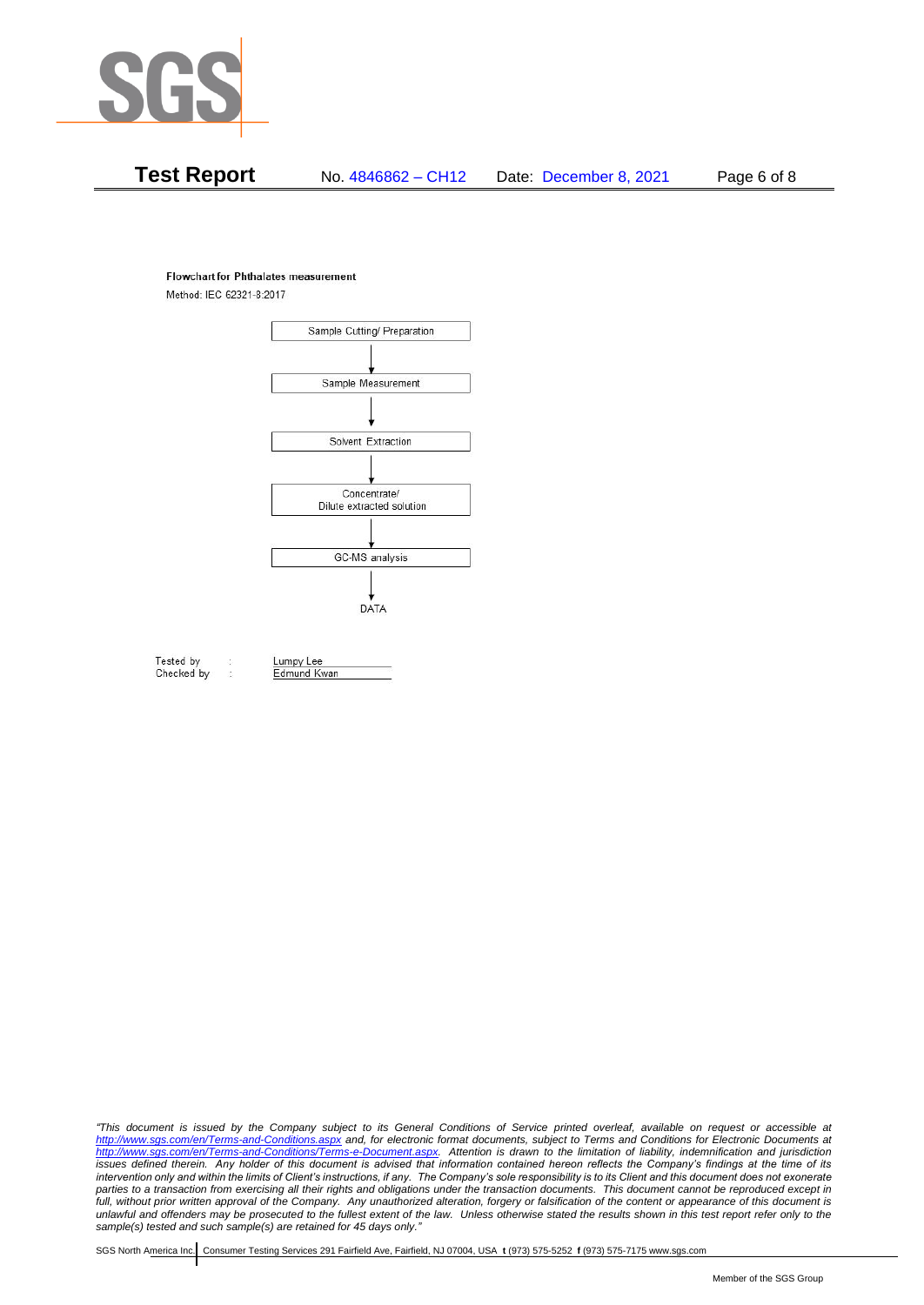**Flowchart for Phthalates measurement**

Method: IEC 62321-8:2017

Sample Cutting/ Preparation

↓

Sample Measurement

↓

Solvent Extraction

↓

Concentrate/
Dilute extracted solution

↓

GC-MS analysis

↓

DATA

Tested by : Lumpy Lee

Checked by : Edmund Kwan

*"This document is issued by the Company subject to its General Conditions of Service printed overleaf, available on request or accessible at http://www.sgs.com/en/Terms-and-Conditions.aspx and, for electronic format documents, subject to Terms and Conditions for Electronic Documents at http://www.sgs.com/en/Terms-and-Conditions/Terms-e-Document.aspx. Attention is drawn to the limitation of liability, indemnification and jurisdiction issues defined therein. Any holder of this document is advised that information contained hereon reflects the Company's findings at the time of its intervention only and within the limits of Client's instructions, if any. The Company's sole responsibility is to its Client and this document does not exonerate parties to a transaction from exercising all their rights and obligations under the transaction documents. This document cannot be reproduced except in full, without prior written approval of the Company. Any unauthorized alteration, forgery or falsification of the content or appearance of this document is unlawful and offenders may be prosecuted to the fullest extent of the law. Unless otherwise stated the results shown in this test report refer only to the sample(s) tested and such sample(s) are retained for 45 days only."*

SGS North America Inc. | Consumer Testing Services 291 Fairfield Ave, Fairfield, NJ 07004, USA **t** (973) 575-5252 **f** (973) 575-7175 www.sgs.com

Member of the SGS Group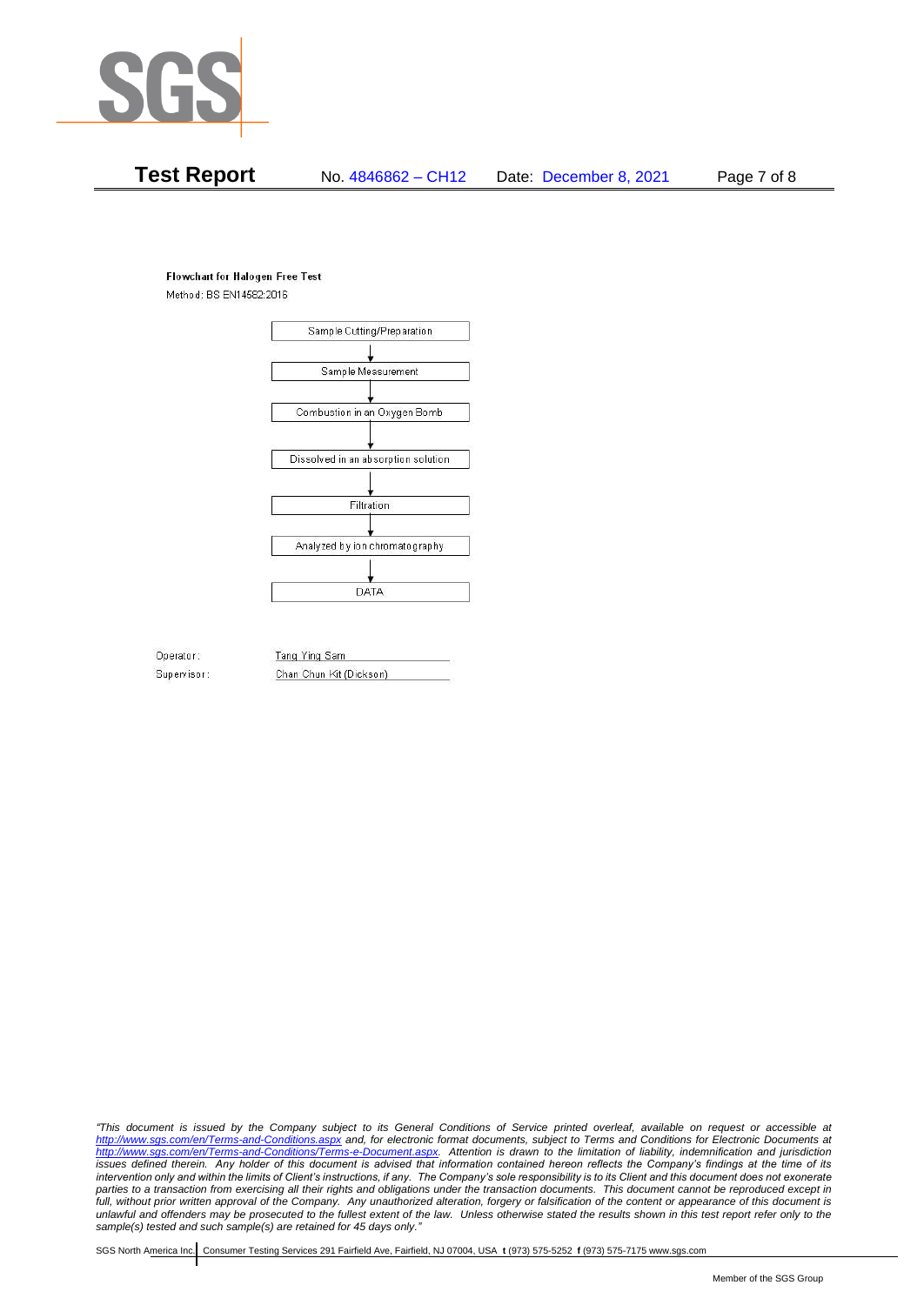**Flowchart for Halogen Free Test**

Method: BS EN14582:2016

Sample Cutting/Preparation

↓

Sample Measurement

↓

Combustion in an Oxygen Bomb

↓

Dissolved in an absorption solution

↓

Filtration

↓

Analyzed by ion chromatography

↓

DATA

Operator: Tang Ying Sam

Supervisor: Chan Chun Kit (Dickson)

*"This document is issued by the Company subject to its General Conditions of Service printed overleaf, available on request or accessible at http://www.sgs.com/en/Terms-and-Conditions.aspx and, for electronic format documents, subject to Terms and Conditions for Electronic Documents at http://www.sgs.com/en/Terms-and-Conditions/Terms-e-Document.aspx. Attention is drawn to the limitation of liability, indemnification and jurisdiction issues defined therein. Any holder of this document is advised that information contained hereon reflects the Company's findings at the time of its intervention only and within the limits of Client's instructions, if any. The Company's sole responsibility is to its Client and this document does not exonerate parties to a transaction from exercising all their rights and obligations under the transaction documents. This document cannot be reproduced except in full, without prior written approval of the Company. Any unauthorized alteration, forgery or falsification of the content or appearance of this document is unlawful and offenders may be prosecuted to the fullest extent of the law. Unless otherwise stated the results shown in this test report refer only to the sample(s) tested and such sample(s) are retained for 45 days only."*

SGS North America Inc. | Consumer Testing Services 291 Fairfield Ave, Fairfield, NJ 07004, USA **t** (973) 575-5252 **f** (973) 575-7175 www.sgs.com

Member of the SGS Group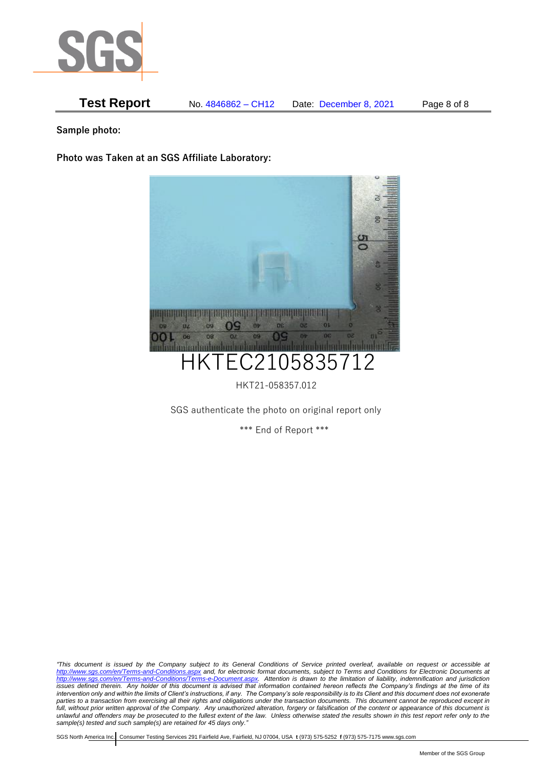**Sample photo:**

**Photo was Taken at an SGS Affiliate Laboratory:**

HKTEC2105835712

HKT21-058357.012

SGS authenticate the photo on original report only

\*\*\* End of Report \*\*\*

*"This document is issued by the Company subject to its General Conditions of Service printed overleaf, available on request or accessible at http://www.sgs.com/en/Terms-and-Conditions.aspx and, for electronic format documents, subject to Terms and Conditions for Electronic Documents at http://www.sgs.com/en/Terms-and-Conditions/Terms-e-Document.aspx. Attention is drawn to the limitation of liability, indemnification and jurisdiction issues defined therein. Any holder of this document is advised that information contained hereon reflects the Company's findings at the time of its intervention only and within the limits of Client's instructions, if any. The Company's sole responsibility is to its Client and this document does not exonerate parties to a transaction from exercising all their rights and obligations under the transaction documents. This document cannot be reproduced except in full, without prior written approval of the Company. Any unauthorized alteration, forgery or falsification of the content or appearance of this document is unlawful and offenders may be prosecuted to the fullest extent of the law. Unless otherwise stated the results shown in this test report refer only to the sample(s) tested and such sample(s) are retained for 45 days only."*

SGS North America Inc. | Consumer Testing Services 291 Fairfield Ave, Fairfield, NJ 07004, USA **t** (973) 575-5252 **f** (973) 575-7175 www.sgs.com

Member of the SGS Group